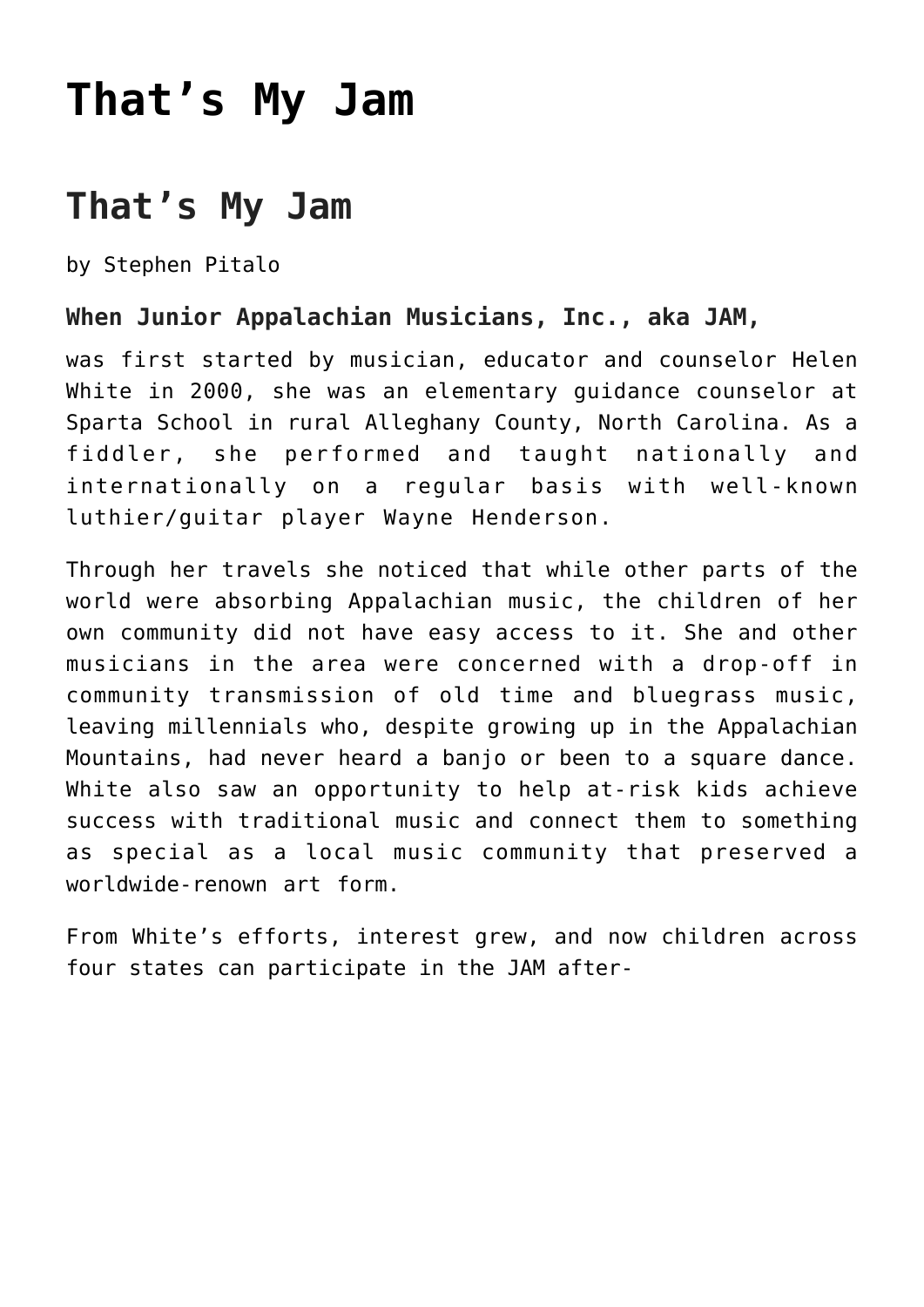# That’s My Jam

## That’s My Jam

by Stephen Pitalo

**When Junior Appalachian Musicians, Inc., aka JAM,**

was first started by musician, educator and counselor Helen White in 2000, she was an elementary guidance counselor at Sparta School in rural Alleghany County, North Carolina. As a fiddler, she performed and taught nationally and internationally on a regular basis with well-known luthier/guitar player Wayne Henderson.

Through her travels she noticed that while other parts of the world were absorbing Appalachian music, the children of her own community did not have easy access to it. She and other musicians in the area were concerned with a drop-off in community transmission of old time and bluegrass music, leaving millennials who, despite growing up in the Appalachian Mountains, had never heard a banjo or been to a square dance. White also saw an opportunity to help at-risk kids achieve success with traditional music and connect them to something as special as a local music community that preserved a worldwide-renown art form.

From White’s efforts, interest grew, and now children across four states can participate in the JAM after-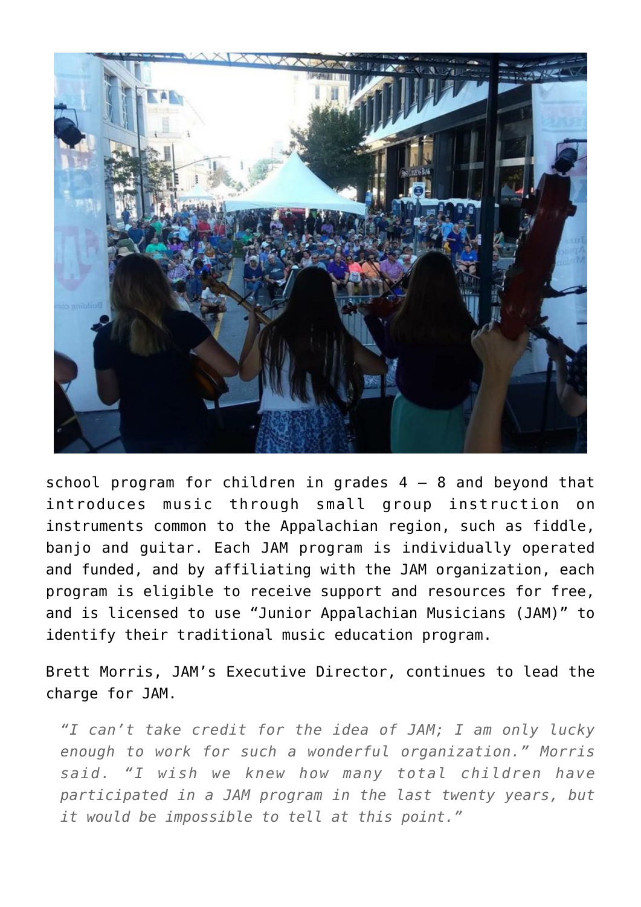school program for children in grades 4 – 8 and beyond that introduces music through small group instruction on instruments common to the Appalachian region, such as fiddle, banjo and guitar. Each JAM program is individually operated and funded, and by affiliating with the JAM organization, each program is eligible to receive support and resources for free, and is licensed to use "Junior Appalachian Musicians (JAM)" to identify their traditional music education program.

Brett Morris, JAM's Executive Director, continues to lead the charge for JAM.

> *"I can't take credit for the idea of JAM; I am only lucky enough to work for such a wonderful organization." Morris said. "I wish we knew how many total children have participated in a JAM program in the last twenty years, but it would be impossible to tell at this point."*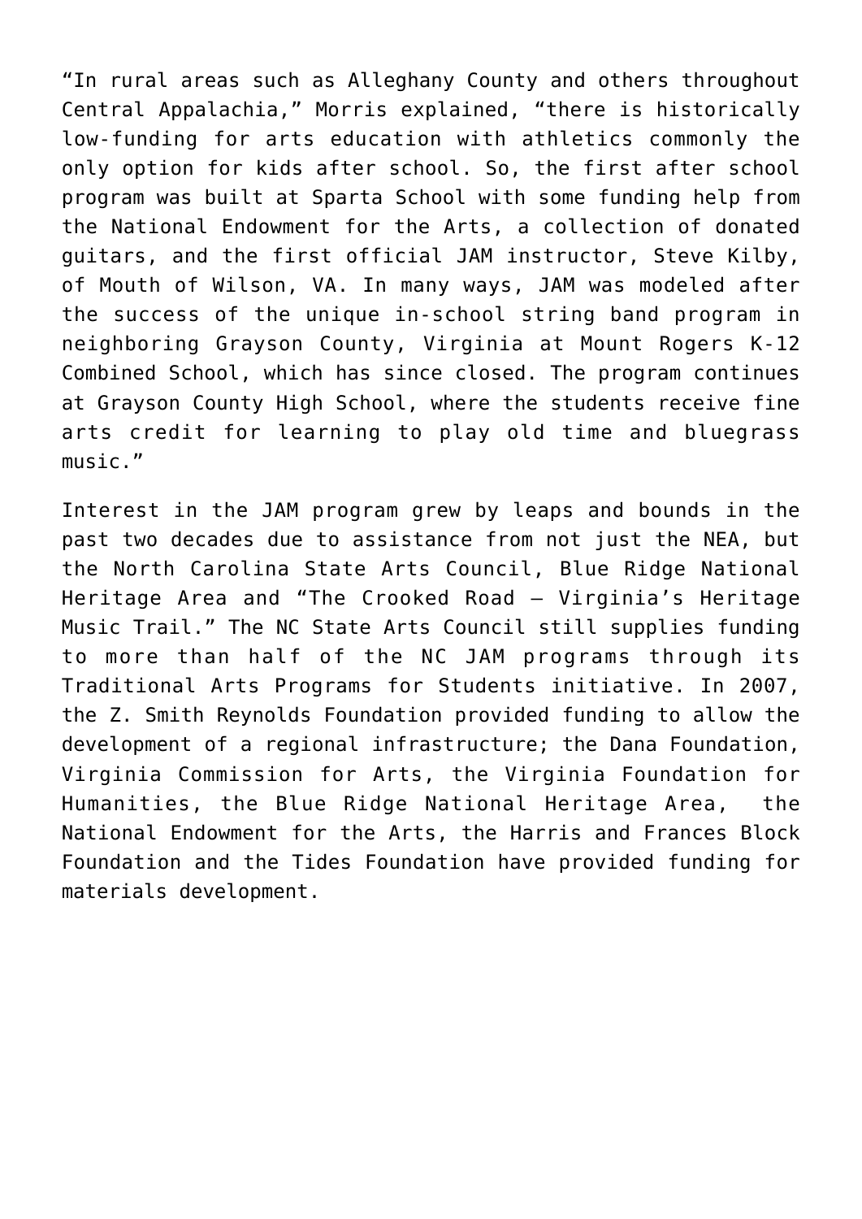"In rural areas such as Alleghany County and others throughout Central Appalachia," Morris explained, "there is historically low-funding for arts education with athletics commonly the only option for kids after school. So, the first after school program was built at Sparta School with some funding help from the National Endowment for the Arts, a collection of donated guitars, and the first official JAM instructor, Steve Kilby, of Mouth of Wilson, VA. In many ways, JAM was modeled after the success of the unique in-school string band program in neighboring Grayson County, Virginia at Mount Rogers K-12 Combined School, which has since closed. The program continues at Grayson County High School, where the students receive fine arts credit for learning to play old time and bluegrass music."

Interest in the JAM program grew by leaps and bounds in the past two decades due to assistance from not just the NEA, but the North Carolina State Arts Council, Blue Ridge National Heritage Area and "The Crooked Road – Virginia's Heritage Music Trail." The NC State Arts Council still supplies funding to more than half of the NC JAM programs through its Traditional Arts Programs for Students initiative. In 2007, the Z. Smith Reynolds Foundation provided funding to allow the development of a regional infrastructure; the Dana Foundation, Virginia Commission for Arts, the Virginia Foundation for Humanities, the Blue Ridge National Heritage Area, the National Endowment for the Arts, the Harris and Frances Block Foundation and the Tides Foundation have provided funding for materials development.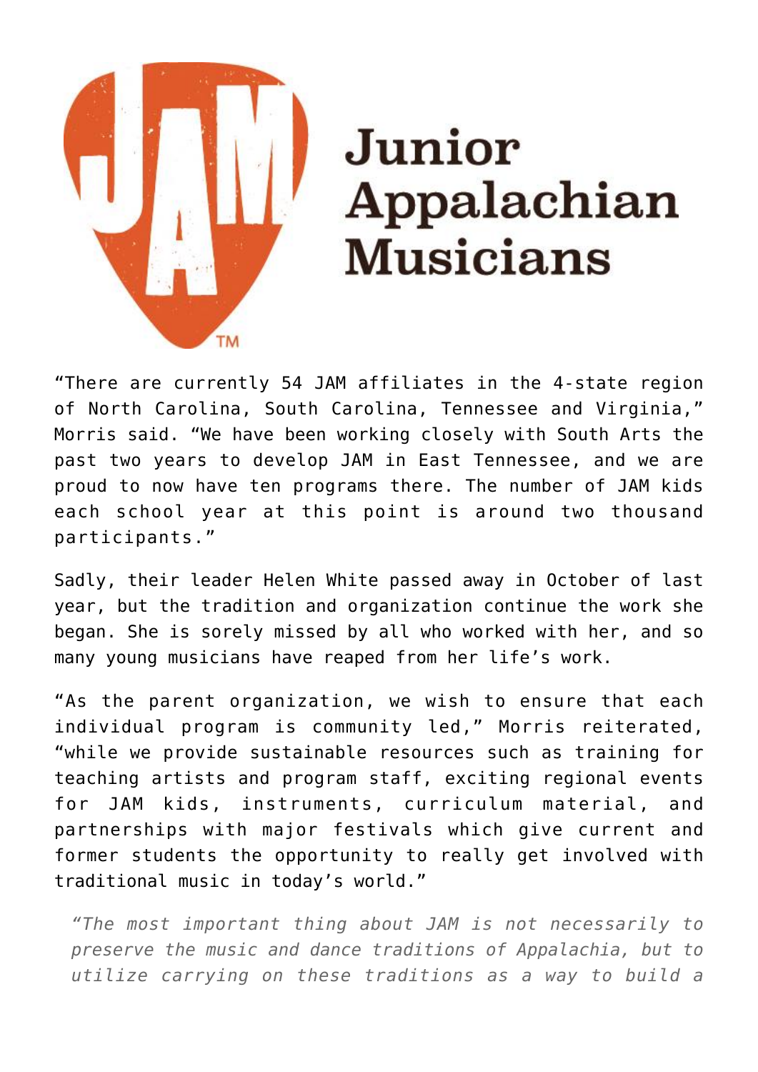Junior Appalachian Musicians

"There are currently 54 JAM affiliates in the 4-state region of North Carolina, South Carolina, Tennessee and Virginia," Morris said. "We have been working closely with South Arts the past two years to develop JAM in East Tennessee, and we are proud to now have ten programs there. The number of JAM kids each school year at this point is around two thousand participants."

Sadly, their leader Helen White passed away in October of last year, but the tradition and organization continue the work she began. She is sorely missed by all who worked with her, and so many young musicians have reaped from her life's work.

"As the parent organization, we wish to ensure that each individual program is community led," Morris reiterated, "while we provide sustainable resources such as training for teaching artists and program staff, exciting regional events for JAM kids, instruments, curriculum material, and partnerships with major festivals which give current and former students the opportunity to really get involved with traditional music in today's world."

> *"The most important thing about JAM is not necessarily to preserve the music and dance traditions of Appalachia, but to utilize carrying on these traditions as a way to build a*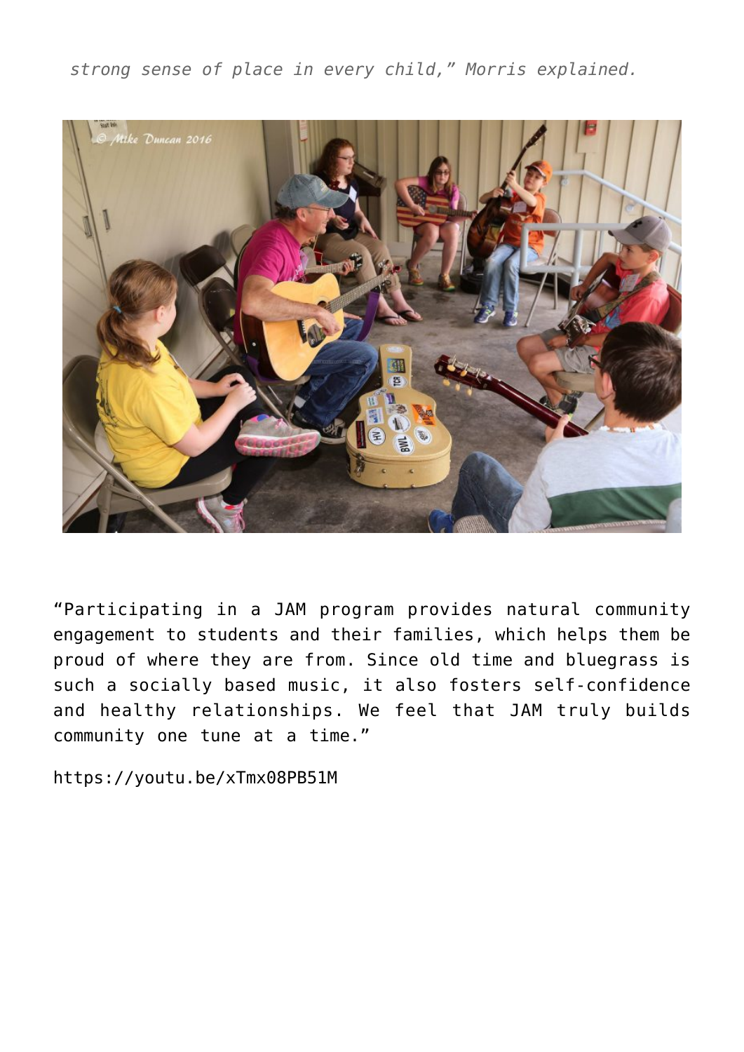*strong sense of place in every child," Morris explained.*

"Participating in a JAM program provides natural community engagement to students and their families, which helps them be proud of where they are from. Since old time and bluegrass is such a socially based music, it also fosters self-confidence and healthy relationships. We feel that JAM truly builds community one tune at a time."

https://youtu.be/xTmx08PB51M